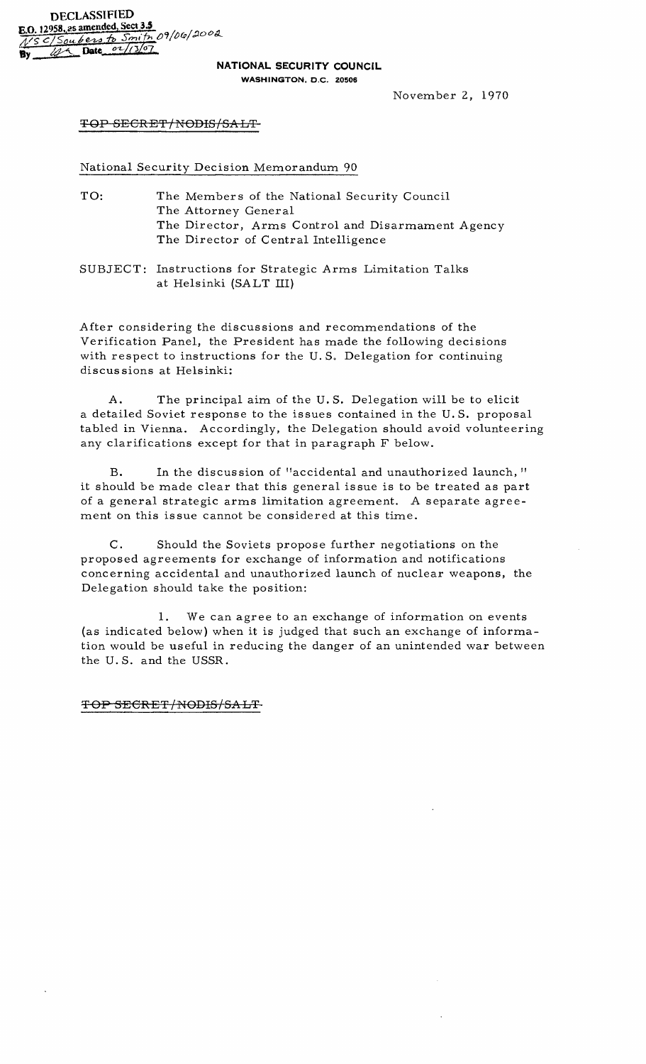DECLASSIFIED
E.O. 12958, as amended, Sect 3.5
NSC/Soubers to Smith 09/06/2002
By ___ Date 02/13/07

**NATIONAL SECURITY COUNCIL**
WASHINGTON, D.C. 20506

November 2, 1970

~~TOP SECRET/NODIS/SALT~~

National Security Decision Memorandum 90

TO: The Members of the National Security Council
The Attorney General
The Director, Arms Control and Disarmament Agency
The Director of Central Intelligence

SUBJECT: Instructions for Strategic Arms Limitation Talks at Helsinki (SALT III)

After considering the discussions and recommendations of the Verification Panel, the President has made the following decisions with respect to instructions for the U.S. Delegation for continuing discussions at Helsinki:

A. The principal aim of the U.S. Delegation will be to elicit a detailed Soviet response to the issues contained in the U.S. proposal tabled in Vienna. Accordingly, the Delegation should avoid volunteering any clarifications except for that in paragraph F below.

B. In the discussion of "accidental and unauthorized launch," it should be made clear that this general issue is to be treated as part of a general strategic arms limitation agreement. A separate agreement on this issue cannot be considered at this time.

C. Should the Soviets propose further negotiations on the proposed agreements for exchange of information and notifications concerning accidental and unauthorized launch of nuclear weapons, the Delegation should take the position:

1. We can agree to an exchange of information on events (as indicated below) when it is judged that such an exchange of information would be useful in reducing the danger of an unintended war between the U.S. and the USSR.

~~TOP SECRET/NODIS/SALT~~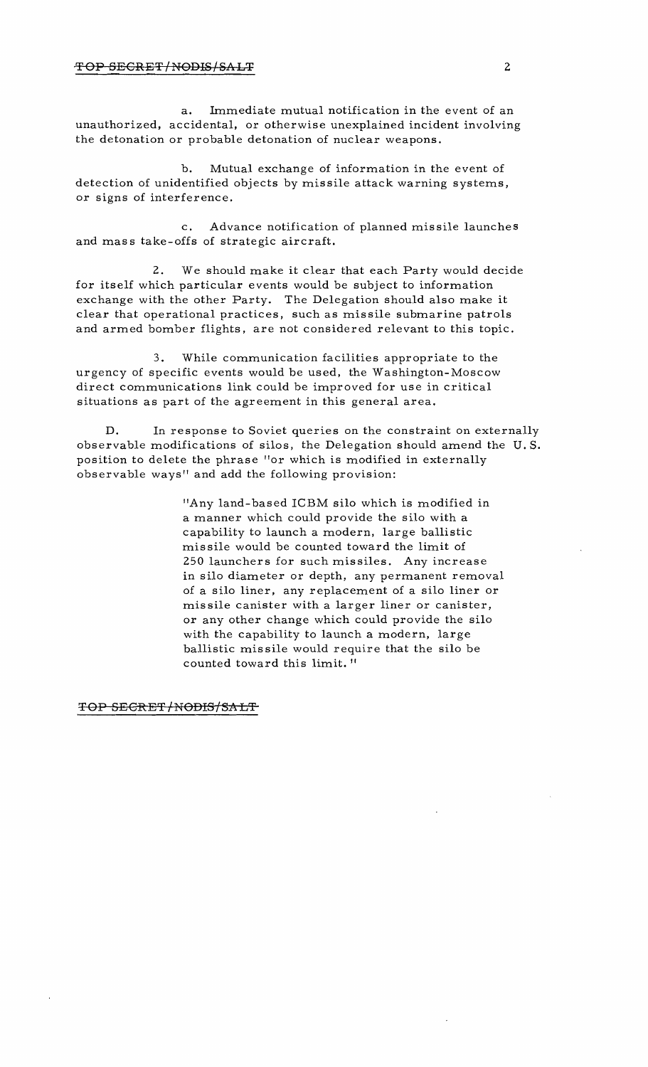a. Immediate mutual notification in the event of an unauthorized, accidental, or otherwise unexplained incident involving the detonation or probable detonation of nuclear weapons.

b. Mutual exchange of information in the event of detection of unidentified objects by missile attack warning systems, or signs of interference.

c. Advance notification of planned missile launches and mass take-offs of strategic aircraft.

2. We should make it clear that each Party would decide for itself which particular events would be subject to information exchange with the other Party. The Delegation should also make it clear that operational practices, such as missile submarine patrols and armed bomber flights, are not considered relevant to this topic.

3. While communication facilities appropriate to the urgency of specific events would be used, the Washington-Moscow direct communications link could be improved for use in critical situations as part of the agreement in this general area.

D. In response to Soviet queries on the constraint on externally observable modifications of silos, the Delegation should amend the U.S. position to delete the phrase "or which is modified in externally observable ways" and add the following provision:

> "Any land-based ICBM silo which is modified in a manner which could provide the silo with a capability to launch a modern, large ballistic missile would be counted toward the limit of 250 launchers for such missiles. Any increase in silo diameter or depth, any permanent removal of a silo liner, any replacement of a silo liner or missile canister with a larger liner or canister, or any other change which could provide the silo with the capability to launch a modern, large ballistic missile would require that the silo be counted toward this limit."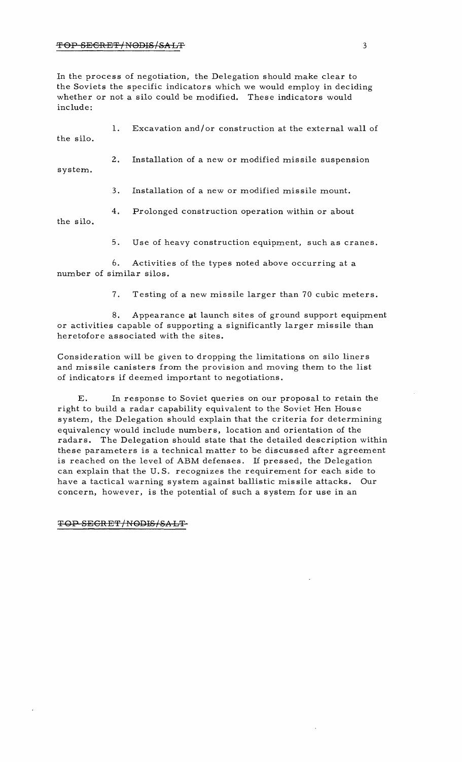In the process of negotiation, the Delegation should make clear to the Soviets the specific indicators which we would employ in deciding whether or not a silo could be modified. These indicators would include:

1. Excavation and/or construction at the external wall of the silo.

2. Installation of a new or modified missile suspension system.

3. Installation of a new or modified missile mount.

4. Prolonged construction operation within or about the silo.

5. Use of heavy construction equipment, such as cranes.

6. Activities of the types noted above occurring at a number of similar silos.

7. Testing of a new missile larger than 70 cubic meters.

8. Appearance at launch sites of ground support equipment or activities capable of supporting a significantly larger missile than heretofore associated with the sites.

Consideration will be given to dropping the limitations on silo liners and missile canisters from the provision and moving them to the list of indicators if deemed important to negotiations.

E. In response to Soviet queries on our proposal to retain the right to build a radar capability equivalent to the Soviet Hen House system, the Delegation should explain that the criteria for determining equivalency would include numbers, location and orientation of the radars. The Delegation should state that the detailed description within these parameters is a technical matter to be discussed after agreement is reached on the level of ABM defenses. If pressed, the Delegation can explain that the U.S. recognizes the requirement for each side to have a tactical warning system against ballistic missile attacks. Our concern, however, is the potential of such a system for use in an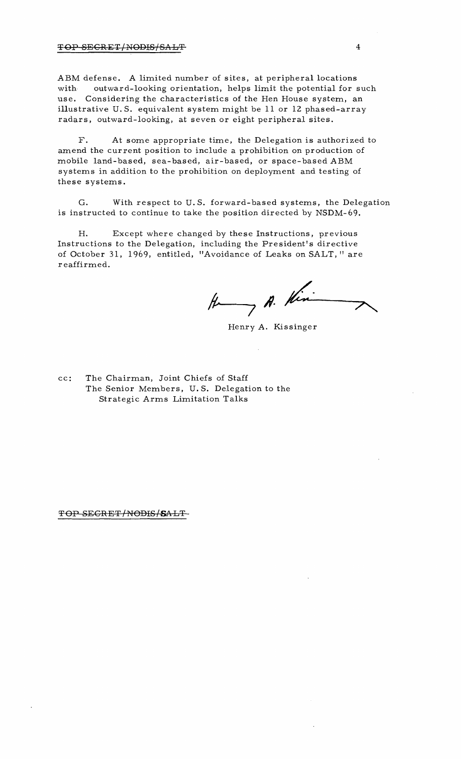ABM defense. A limited number of sites, at peripheral locations with outward-looking orientation, helps limit the potential for such use. Considering the characteristics of the Hen House system, an illustrative U.S. equivalent system might be 11 or 12 phased-array radars, outward-looking, at seven or eight peripheral sites.

F. At some appropriate time, the Delegation is authorized to amend the current position to include a prohibition on production of mobile land-based, sea-based, air-based, or space-based ABM systems in addition to the prohibition on deployment and testing of these systems.

G. With respect to U.S. forward-based systems, the Delegation is instructed to continue to take the position directed by NSDM-69.

H. Except where changed by these Instructions, previous Instructions to the Delegation, including the President's directive of October 31, 1969, entitled, "Avoidance of Leaks on SALT," are reaffirmed.

Henry A. Kissinger

cc: The Chairman, Joint Chiefs of Staff
The Senior Members, U.S. Delegation to the Strategic Arms Limitation Talks

~~TOP SECRET/NODIS/SALT~~